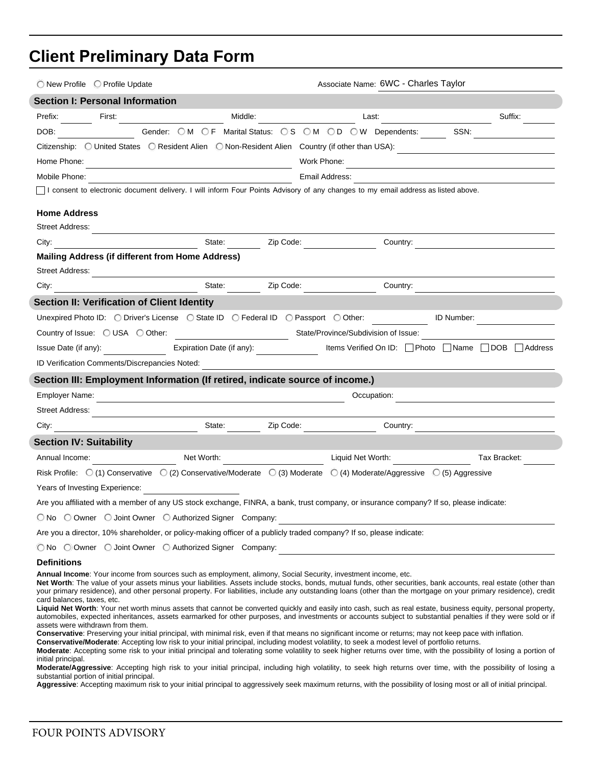# Client Preliminary Data Form

○ New Profile ○ Profile Update

Associate Name: 6WC - Charles Taylor

## Section I: Personal Information

Prefix: ______ First: ______ Middle: ______ Last: ______ Suffix: ______

DOB: ______ Gender: ○ M ○ F Marital Status: ○ S ○ M ○ D ○ W Dependents: ______ SSN: ______

Citizenship: ○ United States ○ Resident Alien ○ Non-Resident Alien Country (if other than USA): ______

Home Phone: ______ Work Phone: ______

Mobile Phone: ______ Email Address: ______

☐ I consent to electronic document delivery. I will inform Four Points Advisory of any changes to my email address as listed above.

### Home Address

Street Address: ______

City: ______ State: ______ Zip Code: ______ Country: ______

### Mailing Address (if different from Home Address)

Street Address: ______

City: ______ State: ______ Zip Code: ______ Country: ______

## Section II: Verification of Client Identity

Unexpired Photo ID: ○ Driver's License ○ State ID ○ Federal ID ○ Passport ○ Other: ______ ID Number: ______

Country of Issue: ○ USA ○ Other: ______ State/Province/Subdivision of Issue: ______

Issue Date (if any): ______ Expiration Date (if any): ______ Items Verified On ID: ☐ Photo ☐ Name ☐ DOB ☐ Address

ID Verification Comments/Discrepancies Noted: ______

## Section III: Employment Information (If retired, indicate source of income.)

Employer Name: ______ Occupation: ______

Street Address: ______

City: ______ State: ______ Zip Code: ______ Country: ______

## Section IV: Suitability

Annual Income: ______ Net Worth: ______ Liquid Net Worth: ______ Tax Bracket: ______

Risk Profile: ○ (1) Conservative ○ (2) Conservative/Moderate ○ (3) Moderate ○ (4) Moderate/Aggressive ○ (5) Aggressive

Years of Investing Experience: ______

Are you affiliated with a member of any US stock exchange, FINRA, a bank, trust company, or insurance company? If so, please indicate:

○ No ○ Owner ○ Joint Owner ○ Authorized Signer Company: ______

Are you a director, 10% shareholder, or policy-making officer of a publicly traded company? If so, please indicate:

○ No ○ Owner ○ Joint Owner ○ Authorized Signer Company: ______

### Definitions

**Annual Income**: Your income from sources such as employment, alimony, Social Security, investment income, etc.

**Net Worth**: The value of your assets minus your liabilities. Assets include stocks, bonds, mutual funds, other securities, bank accounts, real estate (other than your primary residence), and other personal property. For liabilities, include any outstanding loans (other than the mortgage on your primary residence), credit card balances, taxes, etc.

**Liquid Net Worth**: Your net worth minus assets that cannot be converted quickly and easily into cash, such as real estate, business equity, personal property, automobiles, expected inheritances, assets earmarked for other purposes, and investments or accounts subject to substantial penalties if they were sold or if assets were withdrawn from them.

**Conservative**: Preserving your initial principal, with minimal risk, even if that means no significant income or returns; may not keep pace with inflation.

**Conservative/Moderate**: Accepting low risk to your initial principal, including modest volatility, to seek a modest level of portfolio returns.

**Moderate**: Accepting some risk to your initial principal and tolerating some volatility to seek higher returns over time, with the possibility of losing a portion of initial principal.

**Moderate/Aggressive**: Accepting high risk to your initial principal, including high volatility, to seek high returns over time, with the possibility of losing a substantial portion of initial principal.

**Aggressive**: Accepting maximum risk to your initial principal to aggressively seek maximum returns, with the possibility of losing most or all of initial principal.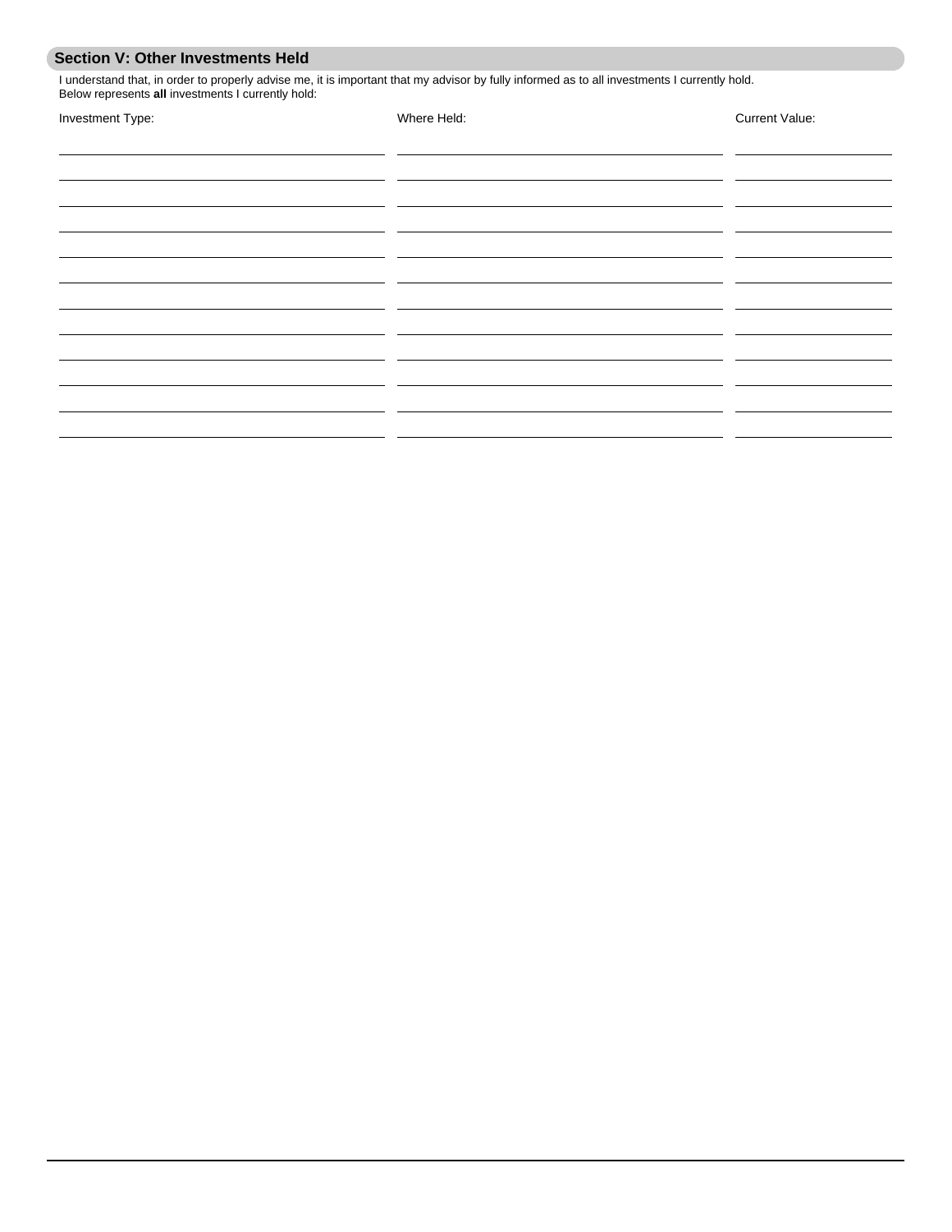## Section V: Other Investments Held

I understand that, in order to properly advise me, it is important that my advisor by fully informed as to all investments I currently hold.
Below represents **all** investments I currently hold:

| Investment Type: | Where Held: | Current Value: |
|---|---|---|
| | | |
| | | |
| | | |
| | | |
| | | |
| | | |
| | | |
| | | |
| | | |
| | | |
| | | |
| | | |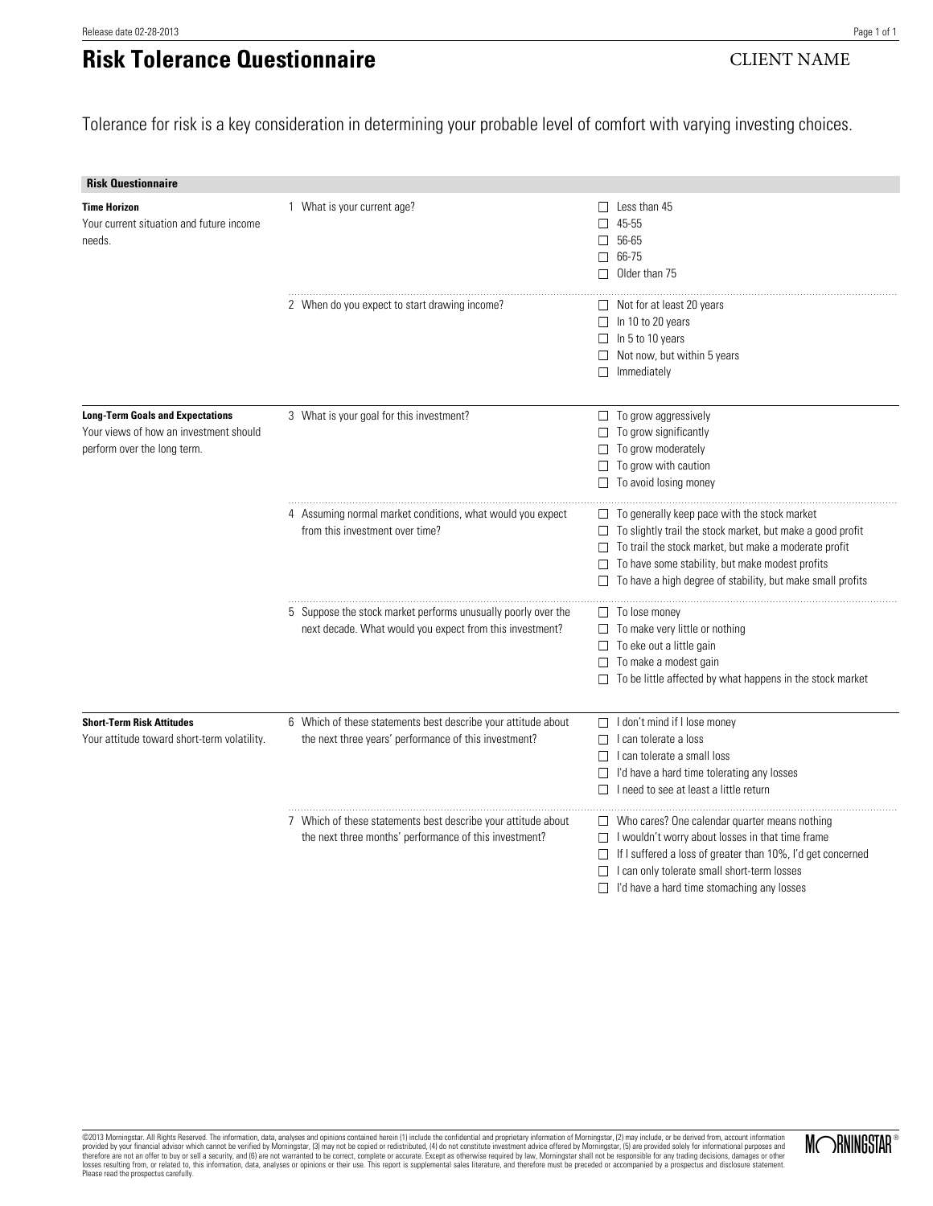# Risk Tolerance Questionnaire

CLIENT NAME

Tolerance for risk is a key consideration in determining your probable level of comfort with varying investing choices.

## Risk Questionnaire

### Time Horizon

Your current situation and future income needs.

1 What is your current age?

- ☐ Less than 45
- ☐ 45-55
- ☐ 56-65
- ☐ 66-75
- ☐ Older than 75

2 When do you expect to start drawing income?

- ☐ Not for at least 20 years
- ☐ In 10 to 20 years
- ☐ In 5 to 10 years
- ☐ Not now, but within 5 years
- ☐ Immediately

### Long-Term Goals and Expectations

Your views of how an investment should perform over the long term.

3 What is your goal for this investment?

- ☐ To grow aggressively
- ☐ To grow significantly
- ☐ To grow moderately
- ☐ To grow with caution
- ☐ To avoid losing money

4 Assuming normal market conditions, what would you expect from this investment over time?

- ☐ To generally keep pace with the stock market
- ☐ To slightly trail the stock market, but make a good profit
- ☐ To trail the stock market, but make a moderate profit
- ☐ To have some stability, but make modest profits
- ☐ To have a high degree of stability, but make small profits

5 Suppose the stock market performs unusually poorly over the next decade. What would you expect from this investment?

- ☐ To lose money
- ☐ To make very little or nothing
- ☐ To eke out a little gain
- ☐ To make a modest gain
- ☐ To be little affected by what happens in the stock market

### Short-Term Risk Attitudes

Your attitude toward short-term volatility.

6 Which of these statements best describe your attitude about the next three years' performance of this investment?

- ☐ I don't mind if I lose money
- ☐ I can tolerate a loss
- ☐ I can tolerate a small loss
- ☐ I'd have a hard time tolerating any losses
- ☐ I need to see at least a little return

7 Which of these statements best describe your attitude about the next three months' performance of this investment?

- ☐ Who cares? One calendar quarter means nothing
- ☐ I wouldn't worry about losses in that time frame
- ☐ If I suffered a loss of greater than 10%, I'd get concerned
- ☐ I can only tolerate small short-term losses
- ☐ I'd have a hard time stomaching any losses

©2013 Morningstar. All Rights Reserved. The information, data, analyses and opinions contained herein (1) include the confidential and proprietary information of Morningstar, (2) may include, or be derived from, account information provided by your financial advisor which cannot be verified by Morningstar, (3) may not be copied or redistributed, (4) do not constitute investment advice offered by Morningstar, (5) are provided solely for informational purposes and therefore are not an offer to buy or sell a security, and (6) are not warranted to be correct, complete or accurate. Except as otherwise required by law, Morningstar shall not be responsible for any trading decisions, damages or other losses resulting from, or related to, this information, data, analyses or opinions or their use. This report is supplemental sales literature, and therefore must be preceded or accompanied by a prospectus and disclosure statement. Please read the prospectus carefully.

MORNINGSTAR®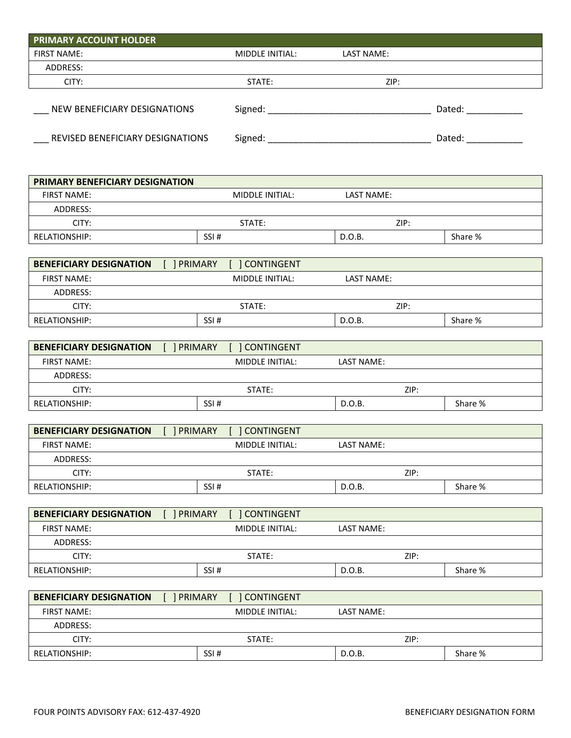| PRIMARY ACCOUNT HOLDER | | |
|---|---|---|
| FIRST NAME: | MIDDLE INITIAL: | LAST NAME: |
| ADDRESS: | | |
| CITY: | STATE: | ZIP: |

___ NEW BENEFICIARY DESIGNATIONS  Signed: ________________________________ Dated: ___________

___ REVISED BENEFICIARY DESIGNATIONS  Signed: ________________________________ Dated: ___________

| PRIMARY BENEFICIARY DESIGNATION | | | |
|---|---|---|---|
| FIRST NAME: | MIDDLE INITIAL: | LAST NAME: | |
| ADDRESS: | | | |
| CITY: | STATE: | ZIP: | |
| RELATIONSHIP: | SSI # | D.O.B. | Share % |

| BENEFICIARY DESIGNATION [ ] PRIMARY [ ] CONTINGENT | | | |
|---|---|---|---|
| FIRST NAME: | MIDDLE INITIAL: | LAST NAME: | |
| ADDRESS: | | | |
| CITY: | STATE: | ZIP: | |
| RELATIONSHIP: | SSI # | D.O.B. | Share % |

| BENEFICIARY DESIGNATION [ ] PRIMARY [ ] CONTINGENT | | | |
|---|---|---|---|
| FIRST NAME: | MIDDLE INITIAL: | LAST NAME: | |
| ADDRESS: | | | |
| CITY: | STATE: | ZIP: | |
| RELATIONSHIP: | SSI # | D.O.B. | Share % |

| BENEFICIARY DESIGNATION [ ] PRIMARY [ ] CONTINGENT | | | |
|---|---|---|---|
| FIRST NAME: | MIDDLE INITIAL: | LAST NAME: | |
| ADDRESS: | | | |
| CITY: | STATE: | ZIP: | |
| RELATIONSHIP: | SSI # | D.O.B. | Share % |

| BENEFICIARY DESIGNATION [ ] PRIMARY [ ] CONTINGENT | | | |
|---|---|---|---|
| FIRST NAME: | MIDDLE INITIAL: | LAST NAME: | |
| ADDRESS: | | | |
| CITY: | STATE: | ZIP: | |
| RELATIONSHIP: | SSI # | D.O.B. | Share % |

| BENEFICIARY DESIGNATION [ ] PRIMARY [ ] CONTINGENT | | | |
|---|---|---|---|
| FIRST NAME: | MIDDLE INITIAL: | LAST NAME: | |
| ADDRESS: | | | |
| CITY: | STATE: | ZIP: | |
| RELATIONSHIP: | SSI # | D.O.B. | Share % |

FOUR POINTS ADVISORY FAX: 612-437-4920 BENEFICIARY DESIGNATION FORM